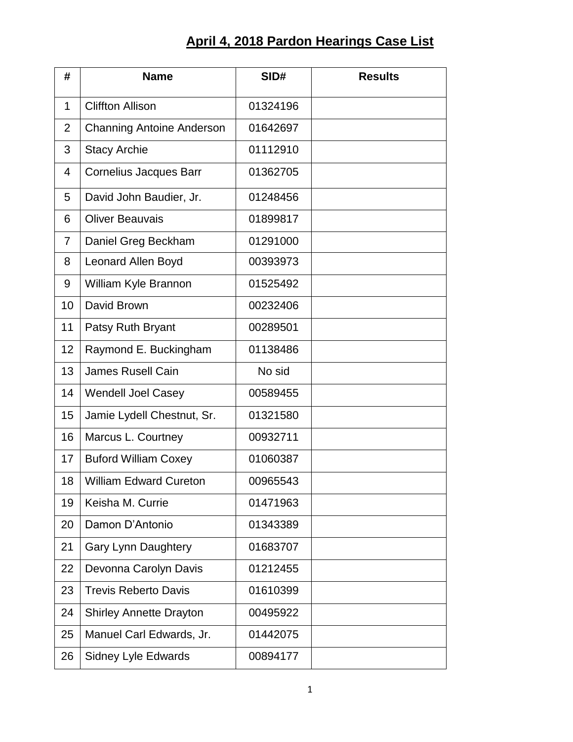# April 4, 2018 Pardon Hearings Case List

| # | Name | SID# | Results |
|---|---|---|---|
| 1 | Cliffton Allison | 01324196 | |
| 2 | Channing Antoine Anderson | 01642697 | |
| 3 | Stacy Archie | 01112910 | |
| 4 | Cornelius Jacques Barr | 01362705 | |
| 5 | David John Baudier, Jr. | 01248456 | |
| 6 | Oliver Beauvais | 01899817 | |
| 7 | Daniel Greg Beckham | 01291000 | |
| 8 | Leonard Allen Boyd | 00393973 | |
| 9 | William Kyle Brannon | 01525492 | |
| 10 | David Brown | 00232406 | |
| 11 | Patsy Ruth Bryant | 00289501 | |
| 12 | Raymond E. Buckingham | 01138486 | |
| 13 | James Rusell Cain | No sid | |
| 14 | Wendell Joel Casey | 00589455 | |
| 15 | Jamie Lydell Chestnut, Sr. | 01321580 | |
| 16 | Marcus L. Courtney | 00932711 | |
| 17 | Buford William Coxey | 01060387 | |
| 18 | William Edward Cureton | 00965543 | |
| 19 | Keisha M. Currie | 01471963 | |
| 20 | Damon D'Antonio | 01343389 | |
| 21 | Gary Lynn Daughtery | 01683707 | |
| 22 | Devonna Carolyn Davis | 01212455 | |
| 23 | Trevis Reberto Davis | 01610399 | |
| 24 | Shirley Annette Drayton | 00495922 | |
| 25 | Manuel Carl Edwards, Jr. | 01442075 | |
| 26 | Sidney Lyle Edwards | 00894177 | |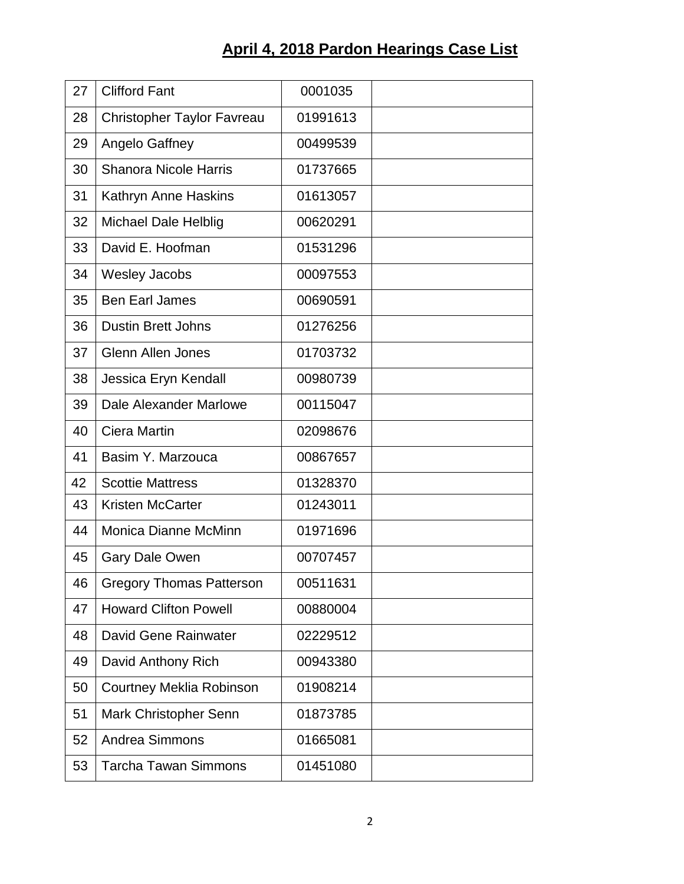# April 4, 2018 Pardon Hearings Case List

| | | | |
|---|---|---|---|
| 27 | Clifford Fant | 0001035 | |
| 28 | Christopher Taylor Favreau | 01991613 | |
| 29 | Angelo Gaffney | 00499539 | |
| 30 | Shanora Nicole Harris | 01737665 | |
| 31 | Kathryn Anne Haskins | 01613057 | |
| 32 | Michael Dale Helblig | 00620291 | |
| 33 | David E. Hoofman | 01531296 | |
| 34 | Wesley Jacobs | 00097553 | |
| 35 | Ben Earl James | 00690591 | |
| 36 | Dustin Brett Johns | 01276256 | |
| 37 | Glenn Allen Jones | 01703732 | |
| 38 | Jessica Eryn Kendall | 00980739 | |
| 39 | Dale Alexander Marlowe | 00115047 | |
| 40 | Ciera Martin | 02098676 | |
| 41 | Basim Y. Marzouca | 00867657 | |
| 42 | Scottie Mattress | 01328370 | |
| 43 | Kristen McCarter | 01243011 | |
| 44 | Monica Dianne McMinn | 01971696 | |
| 45 | Gary Dale Owen | 00707457 | |
| 46 | Gregory Thomas Patterson | 00511631 | |
| 47 | Howard Clifton Powell | 00880004 | |
| 48 | David Gene Rainwater | 02229512 | |
| 49 | David Anthony Rich | 00943380 | |
| 50 | Courtney Meklia Robinson | 01908214 | |
| 51 | Mark Christopher Senn | 01873785 | |
| 52 | Andrea Simmons | 01665081 | |
| 53 | Tarcha Tawan Simmons | 01451080 | |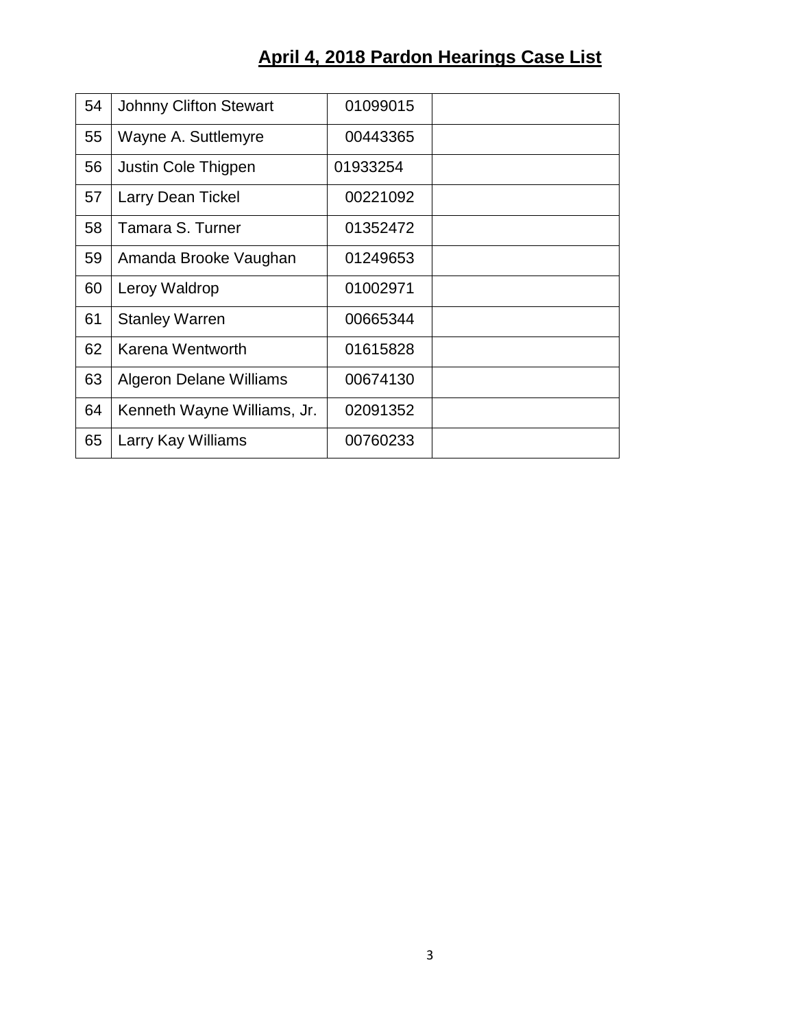# April 4, 2018 Pardon Hearings Case List

| | | | |
|---|---|---|---|
| 54 | Johnny Clifton Stewart | 01099015 | |
| 55 | Wayne A. Suttlemyre | 00443365 | |
| 56 | Justin Cole Thigpen | 01933254 | |
| 57 | Larry Dean Tickel | 00221092 | |
| 58 | Tamara S. Turner | 01352472 | |
| 59 | Amanda Brooke Vaughan | 01249653 | |
| 60 | Leroy Waldrop | 01002971 | |
| 61 | Stanley Warren | 00665344 | |
| 62 | Karena Wentworth | 01615828 | |
| 63 | Algeron Delane Williams | 00674130 | |
| 64 | Kenneth Wayne Williams, Jr. | 02091352 | |
| 65 | Larry Kay Williams | 00760233 | |